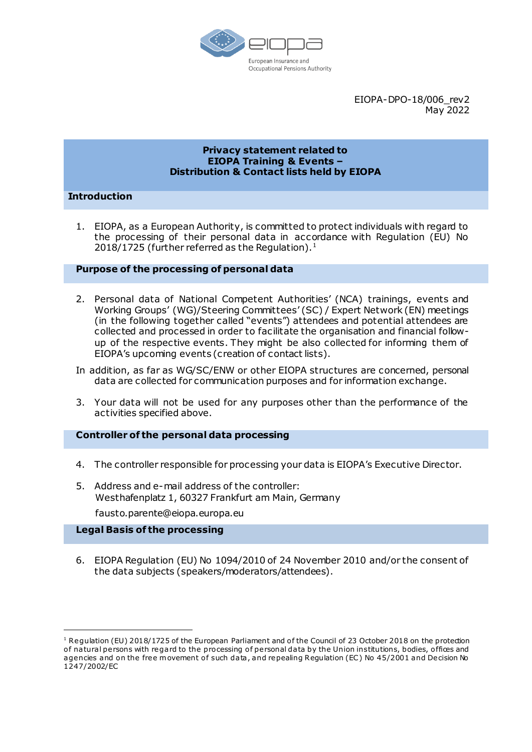EIOPA-DPO-18/006_rev2
May 2022

# Privacy statement related to EIOPA Training & Events – Distribution & Contact lists held by EIOPA

## Introduction

1. EIOPA, as a European Authority, is committed to protect individuals with regard to the processing of their personal data in accordance with Regulation (EU) No 2018/1725 (further referred as the Regulation).[1]

## Purpose of the processing of personal data

2. Personal data of National Competent Authorities' (NCA) trainings, events and Working Groups' (WG)/Steering Committees' (SC) / Expert Network (EN) meetings (in the following together called "events") attendees and potential attendees are collected and processed in order to facilitate the organisation and financial follow-up of the respective events. They might be also collected for informing them of EIOPA's upcoming events (creation of contact lists).

In addition, as far as WG/SC/ENW or other EIOPA structures are concerned, personal data are collected for communication purposes and for information exchange.

3. Your data will not be used for any purposes other than the performance of the activities specified above.

## Controller of the personal data processing

4. The controller responsible for processing your data is EIOPA's Executive Director.

5. Address and e-mail address of the controller:
   Westhafenplatz 1, 60327 Frankfurt am Main, Germany

   fausto.parente@eiopa.europa.eu

## Legal Basis of the processing

6. EIOPA Regulation (EU) No 1094/2010 of 24 November 2010 and/or the consent of the data subjects (speakers/moderators/attendees).

---

[1] Regulation (EU) 2018/1725 of the European Parliament and of the Council of 23 October 2018 on the protection of natural persons with regard to the processing of personal data by the Union institutions, bodies, offices and agencies and on the free movement of such data, and repealing Regulation (EC) No 45/2001 and Decision No 1247/2002/EC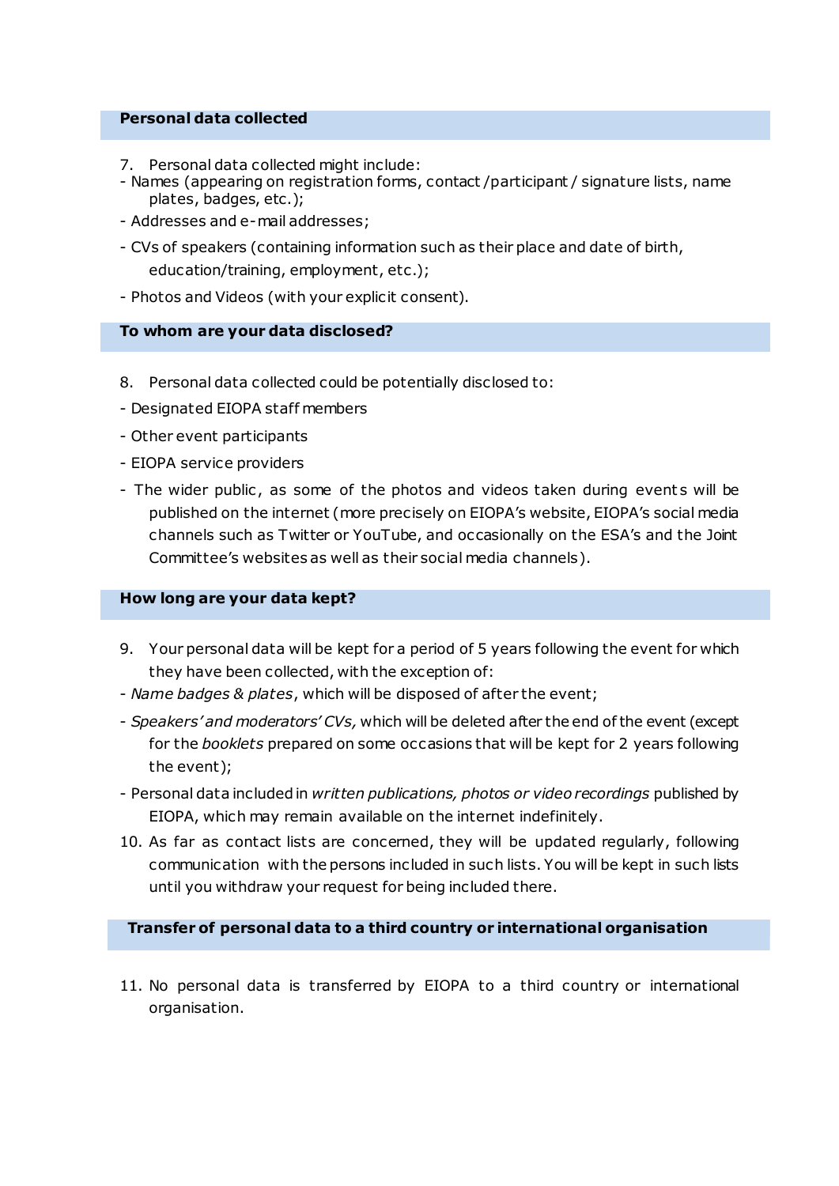## Personal data collected

7. Personal data collected might include:
- Names (appearing on registration forms, contact /participant / signature lists, name plates, badges, etc.);
- Addresses and e-mail addresses;
- CVs of speakers (containing information such as their place and date of birth, education/training, employment, etc.);
- Photos and Videos (with your explicit consent).

## To whom are your data disclosed?

8. Personal data collected could be potentially disclosed to:
- Designated EIOPA staff members
- Other event participants
- EIOPA service providers
- The wider public, as some of the photos and videos taken during events will be published on the internet (more precisely on EIOPA's website, EIOPA's social media channels such as Twitter or YouTube, and occasionally on the ESA's and the Joint Committee's websites as well as their social media channels).

## How long are your data kept?

9. Your personal data will be kept for a period of 5 years following the event for which they have been collected, with the exception of:
- *Name badges & plates*, which will be disposed of after the event;
- *Speakers' and moderators' CVs,* which will be deleted after the end of the event (except for the *booklets* prepared on some occasions that will be kept for 2 years following the event);
- Personal data included in *written publications, photos or video recordings* published by EIOPA, which may remain available on the internet indefinitely.

10. As far as contact lists are concerned, they will be updated regularly, following communication with the persons included in such lists. You will be kept in such lists until you withdraw your request for being included there.

## Transfer of personal data to a third country or international organisation

11. No personal data is transferred by EIOPA to a third country or international organisation.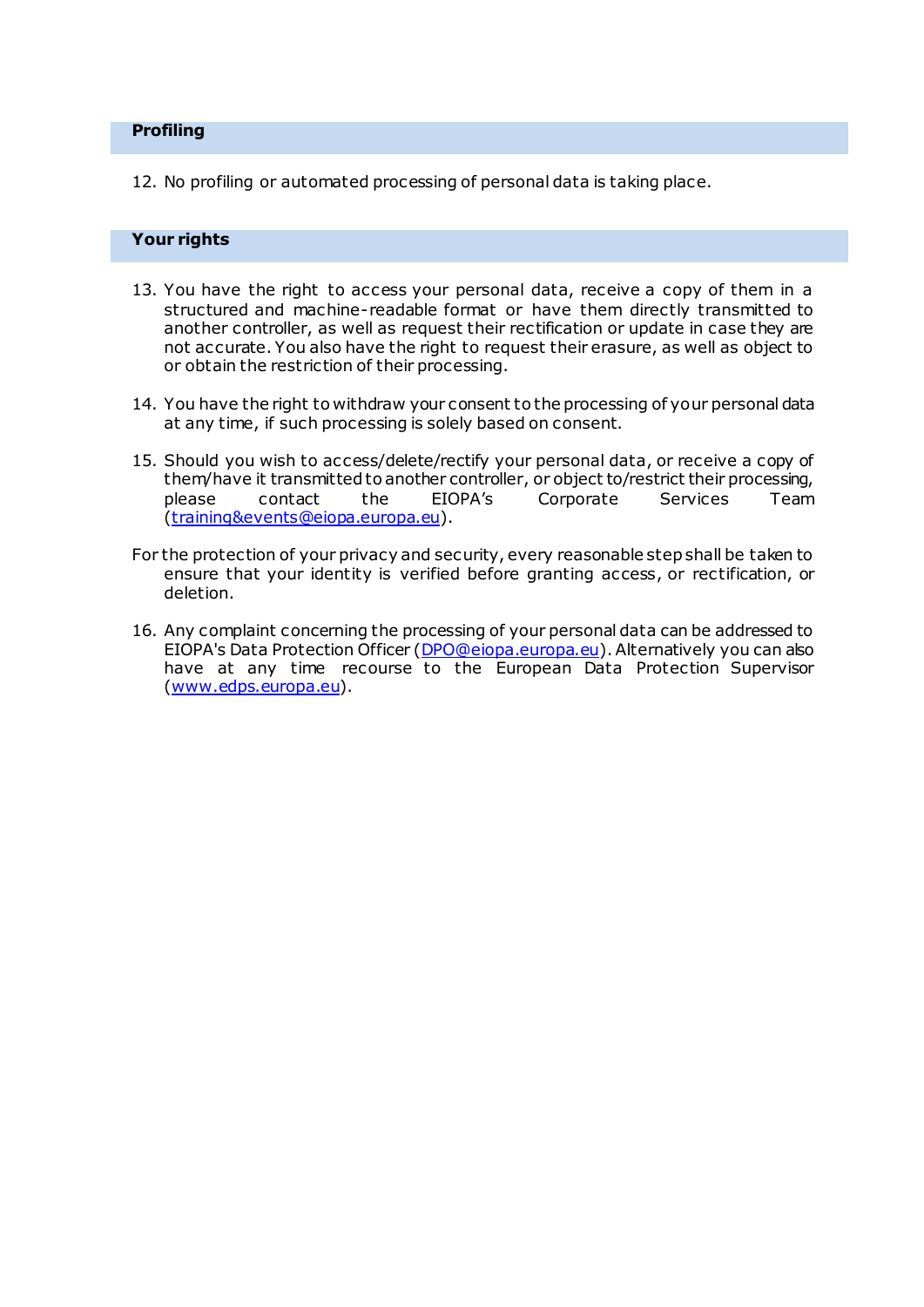## Profiling

12. No profiling or automated processing of personal data is taking place.

## Your rights

13. You have the right to access your personal data, receive a copy of them in a structured and machine-readable format or have them directly transmitted to another controller, as well as request their rectification or update in case they are not accurate. You also have the right to request their erasure, as well as object to or obtain the restriction of their processing.

14. You have the right to withdraw your consent to the processing of your personal data at any time, if such processing is solely based on consent.

15. Should you wish to access/delete/rectify your personal data, or receive a copy of them/have it transmitted to another controller, or object to/restrict their processing, please contact the EIOPA's Corporate Services Team (training&events@eiopa.europa.eu).

For the protection of your privacy and security, every reasonable step shall be taken to ensure that your identity is verified before granting access, or rectification, or deletion.

16. Any complaint concerning the processing of your personal data can be addressed to EIOPA's Data Protection Officer (DPO@eiopa.europa.eu). Alternatively you can also have at any time recourse to the European Data Protection Supervisor (www.edps.europa.eu).